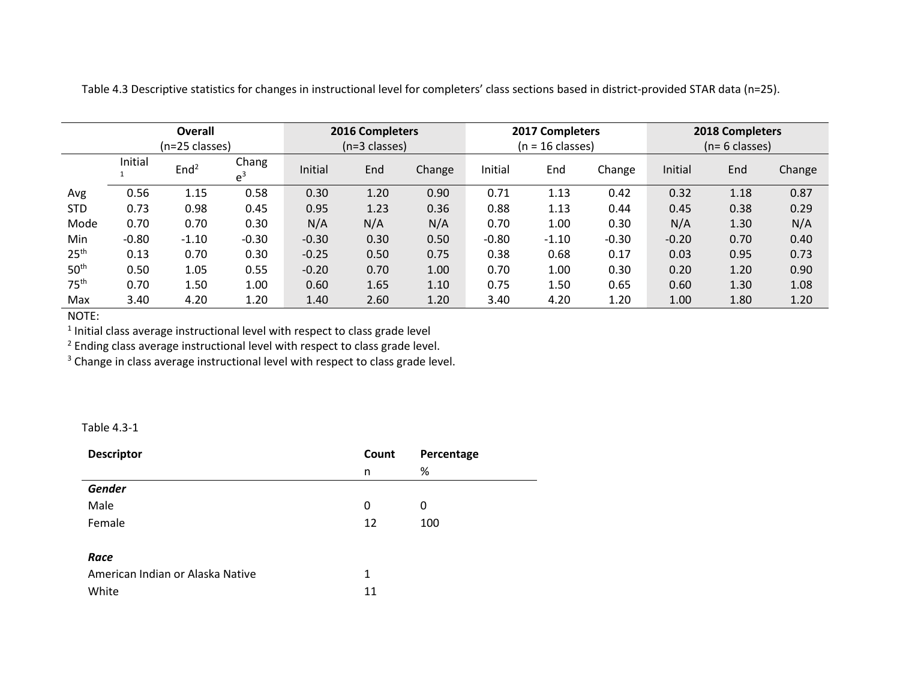Table 4.3 Descriptive statistics for changes in instructional level for completers' class sections based in district-provided STAR data (n=25).

| | Overall (n=25 classes) | | | 2016 Completers (n=3 classes) | | | 2017 Completers (n = 16 classes) | | | 2018 Completers (n= 6 classes) | | |
|---|---|---|---|---|---|---|---|---|---|---|---|---|
| | Initial[1] | End[2] | Change[3] | Initial | End | Change | Initial | End | Change | Initial | End | Change |
| Avg | 0.56 | 1.15 | 0.58 | 0.30 | 1.20 | 0.90 | 0.71 | 1.13 | 0.42 | 0.32 | 1.18 | 0.87 |
| STD | 0.73 | 0.98 | 0.45 | 0.95 | 1.23 | 0.36 | 0.88 | 1.13 | 0.44 | 0.45 | 0.38 | 0.29 |
| Mode | 0.70 | 0.70 | 0.30 | N/A | N/A | N/A | 0.70 | 1.00 | 0.30 | N/A | 1.30 | N/A |
| Min | -0.80 | -1.10 | -0.30 | -0.30 | 0.30 | 0.50 | -0.80 | -1.10 | -0.30 | -0.20 | 0.70 | 0.40 |
| 25th | 0.13 | 0.70 | 0.30 | -0.25 | 0.50 | 0.75 | 0.38 | 0.68 | 0.17 | 0.03 | 0.95 | 0.73 |
| 50th | 0.50 | 1.05 | 0.55 | -0.20 | 0.70 | 1.00 | 0.70 | 1.00 | 0.30 | 0.20 | 1.20 | 0.90 |
| 75th | 0.70 | 1.50 | 1.00 | 0.60 | 1.65 | 1.10 | 0.75 | 1.50 | 0.65 | 0.60 | 1.30 | 1.08 |
| Max | 3.40 | 4.20 | 1.20 | 1.40 | 2.60 | 1.20 | 3.40 | 4.20 | 1.20 | 1.00 | 1.80 | 1.20 |

NOTE:

[1] Initial class average instructional level with respect to class grade level

[2] Ending class average instructional level with respect to class grade level.

[3] Change in class average instructional level with respect to class grade level.

Table 4.3-1

| Descriptor | Count | Percentage |
|---|---|---|
| | n | % |
| ***Gender*** | | |
| Male | 0 | 0 |
| Female | 12 | 100 |
| | | |
| ***Race*** | | |
| American Indian or Alaska Native | 1 | |
| White | 11 | |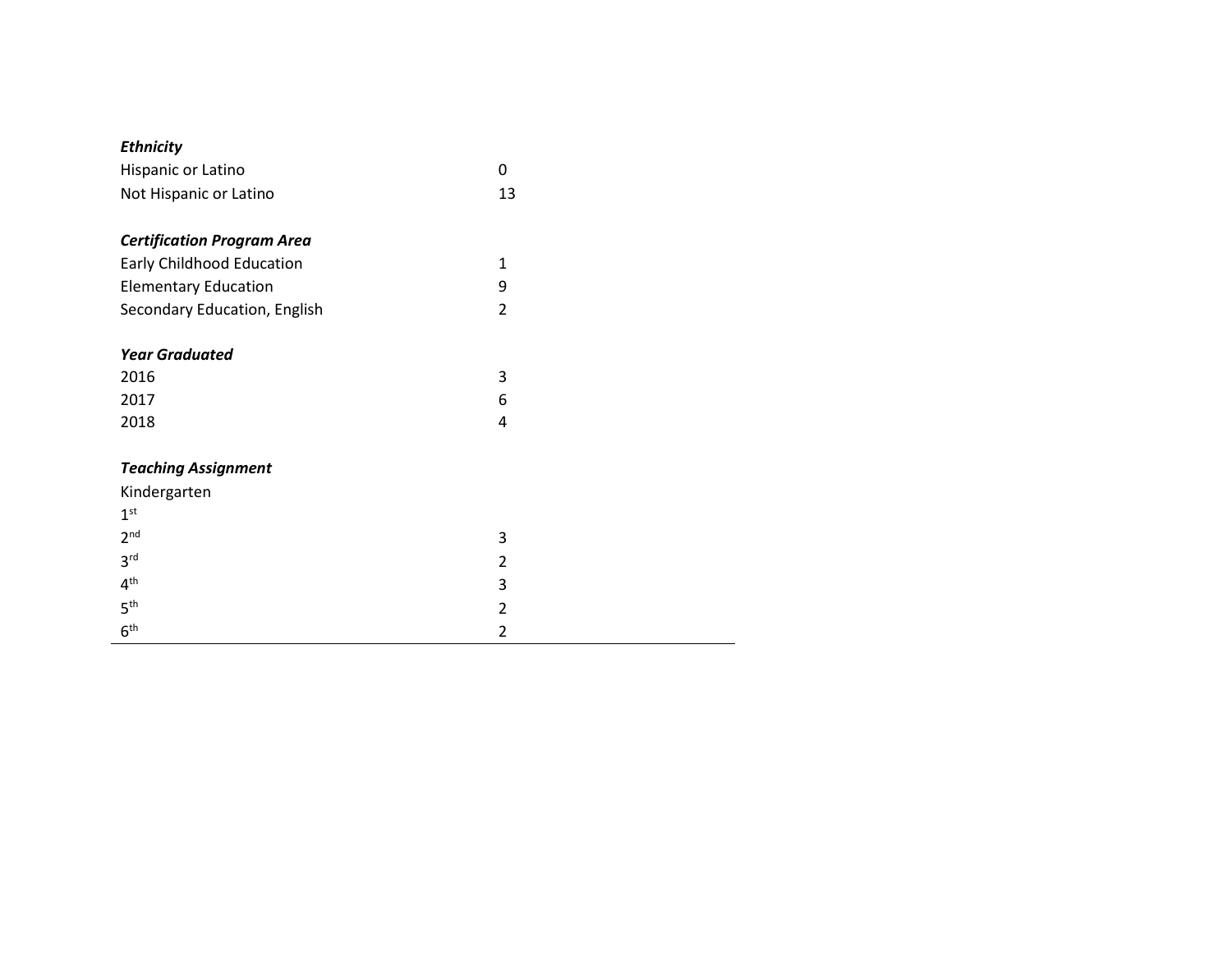| | |
|---|---|
| ***Ethnicity*** | |
| Hispanic or Latino | 0 |
| Not Hispanic or Latino | 13 |
| | |
| ***Certification Program Area*** | |
| Early Childhood Education | 1 |
| Elementary Education | 9 |
| Secondary Education, English | 2 |
| | |
| ***Year Graduated*** | |
| 2016 | 3 |
| 2017 | 6 |
| 2018 | 4 |
| | |
| ***Teaching Assignment*** | |
| Kindergarten | |
| 1st | |
| 2nd | 3 |
| 3rd | 2 |
| 4th | 3 |
| 5th | 2 |
| 6th | 2 |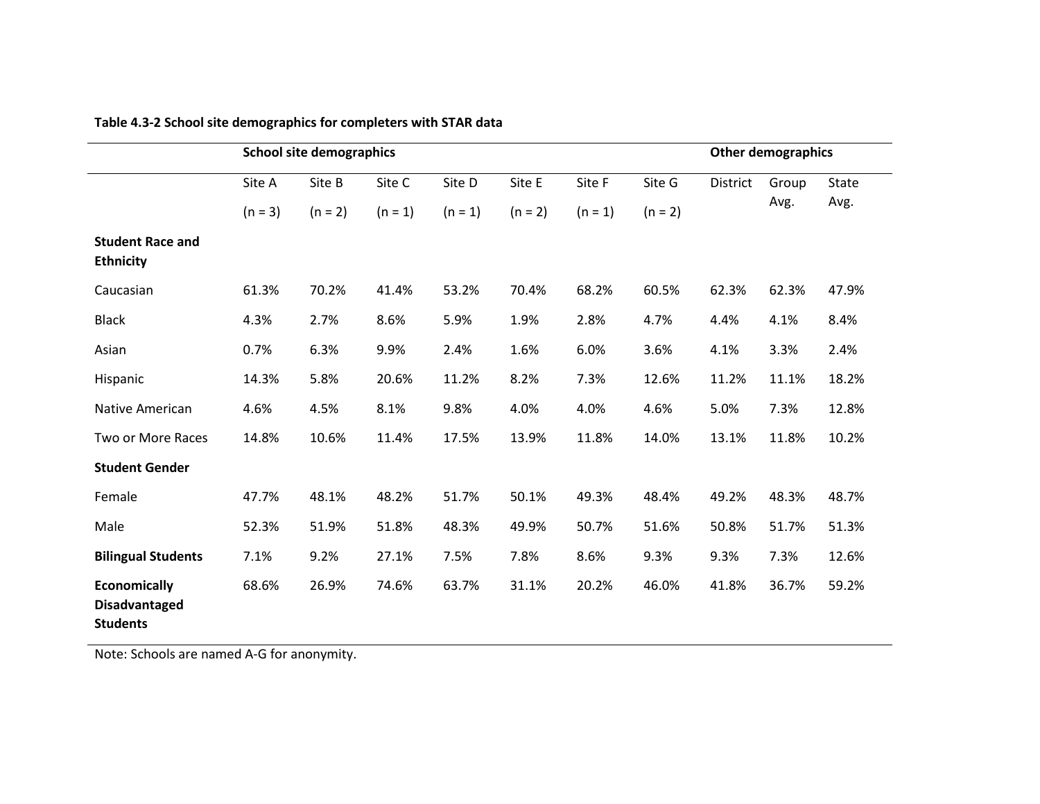**Table 4.3-2 School site demographics for completers with STAR data**

| | School site demographics | | | | | | | Other demographics | | |
|---|---|---|---|---|---|---|---|---|---|---|
| | Site A (n = 3) | Site B (n = 2) | Site C (n = 1) | Site D (n = 1) | Site E (n = 2) | Site F (n = 1) | Site G (n = 2) | District | Group Avg. | State Avg. |
| **Student Race and Ethnicity** | | | | | | | | | | |
| Caucasian | 61.3% | 70.2% | 41.4% | 53.2% | 70.4% | 68.2% | 60.5% | 62.3% | 62.3% | 47.9% |
| Black | 4.3% | 2.7% | 8.6% | 5.9% | 1.9% | 2.8% | 4.7% | 4.4% | 4.1% | 8.4% |
| Asian | 0.7% | 6.3% | 9.9% | 2.4% | 1.6% | 6.0% | 3.6% | 4.1% | 3.3% | 2.4% |
| Hispanic | 14.3% | 5.8% | 20.6% | 11.2% | 8.2% | 7.3% | 12.6% | 11.2% | 11.1% | 18.2% |
| Native American | 4.6% | 4.5% | 8.1% | 9.8% | 4.0% | 4.0% | 4.6% | 5.0% | 7.3% | 12.8% |
| Two or More Races | 14.8% | 10.6% | 11.4% | 17.5% | 13.9% | 11.8% | 14.0% | 13.1% | 11.8% | 10.2% |
| **Student Gender** | | | | | | | | | | |
| Female | 47.7% | 48.1% | 48.2% | 51.7% | 50.1% | 49.3% | 48.4% | 49.2% | 48.3% | 48.7% |
| Male | 52.3% | 51.9% | 51.8% | 48.3% | 49.9% | 50.7% | 51.6% | 50.8% | 51.7% | 51.3% |
| **Bilingual Students** | 7.1% | 9.2% | 27.1% | 7.5% | 7.8% | 8.6% | 9.3% | 9.3% | 7.3% | 12.6% |
| **Economically Disadvantaged Students** | 68.6% | 26.9% | 74.6% | 63.7% | 31.1% | 20.2% | 46.0% | 41.8% | 36.7% | 59.2% |

Note: Schools are named A-G for anonymity.